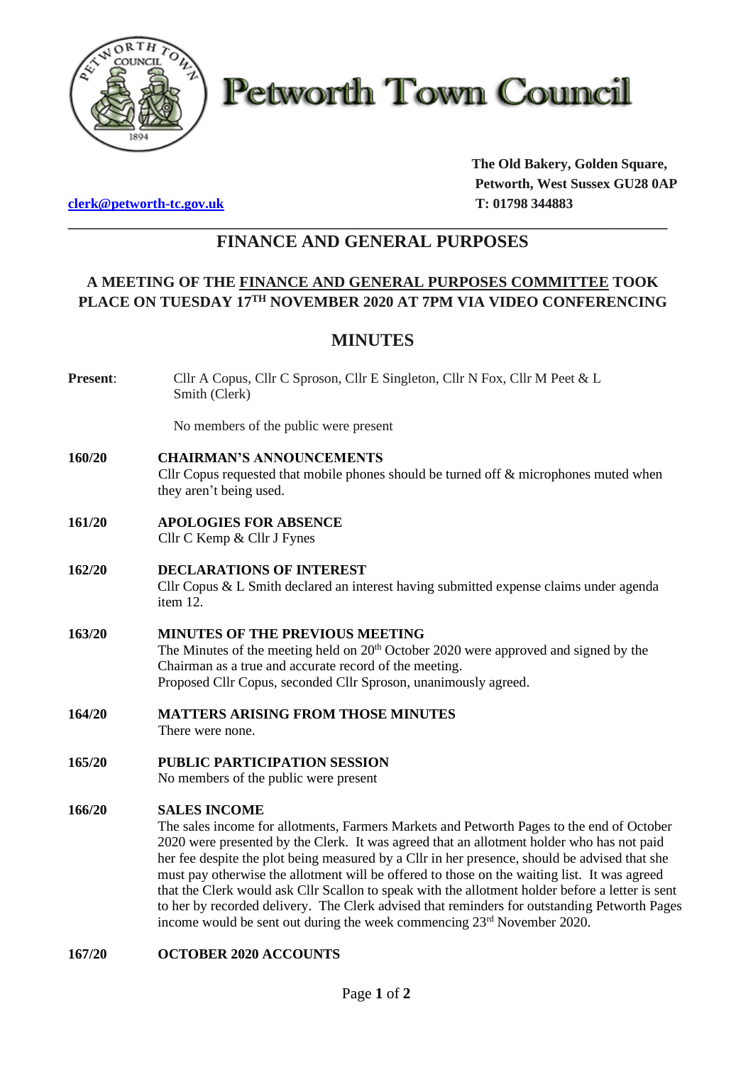# Petworth Town Council

The Old Bakery, Golden Square,
Petworth, West Sussex GU28 0AP
T: 01798 344883

clerk@petworth-tc.gov.uk

## FINANCE AND GENERAL PURPOSES

### A MEETING OF THE FINANCE AND GENERAL PURPOSES COMMITTEE TOOK PLACE ON TUESDAY 17TH NOVEMBER 2020 AT 7PM VIA VIDEO CONFERENCING

## MINUTES

**Present**: Cllr A Copus, Cllr C Sproson, Cllr E Singleton, Cllr N Fox, Cllr M Peet & L Smith (Clerk)

No members of the public were present

**160/20 CHAIRMAN'S ANNOUNCEMENTS**
Cllr Copus requested that mobile phones should be turned off & microphones muted when they aren't being used.

**161/20 APOLOGIES FOR ABSENCE**
Cllr C Kemp & Cllr J Fynes

**162/20 DECLARATIONS OF INTEREST**
Cllr Copus & L Smith declared an interest having submitted expense claims under agenda item 12.

**163/20 MINUTES OF THE PREVIOUS MEETING**
The Minutes of the meeting held on 20th October 2020 were approved and signed by the Chairman as a true and accurate record of the meeting.
Proposed Cllr Copus, seconded Cllr Sproson, unanimously agreed.

**164/20 MATTERS ARISING FROM THOSE MINUTES**
There were none.

**165/20 PUBLIC PARTICIPATION SESSION**
No members of the public were present

**166/20 SALES INCOME**
The sales income for allotments, Farmers Markets and Petworth Pages to the end of October 2020 were presented by the Clerk. It was agreed that an allotment holder who has not paid her fee despite the plot being measured by a Cllr in her presence, should be advised that she must pay otherwise the allotment will be offered to those on the waiting list. It was agreed that the Clerk would ask Cllr Scallon to speak with the allotment holder before a letter is sent to her by recorded delivery. The Clerk advised that reminders for outstanding Petworth Pages income would be sent out during the week commencing 23rd November 2020.

**167/20 OCTOBER 2020 ACCOUNTS**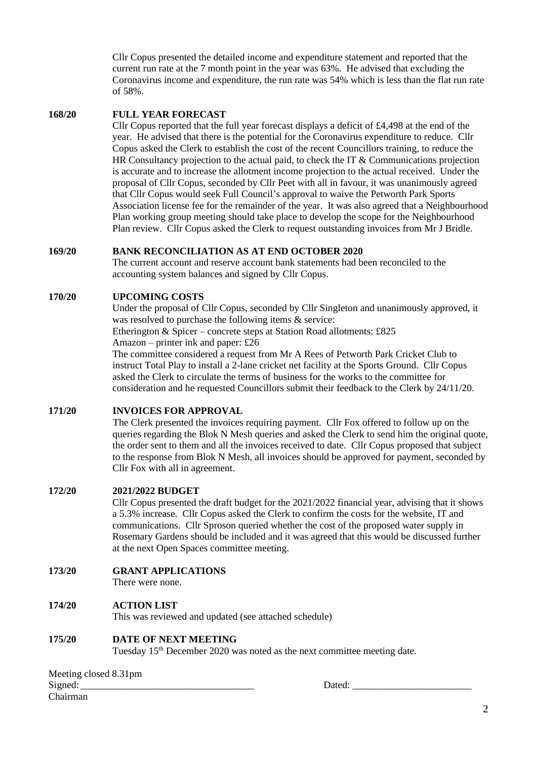Cllr Copus presented the detailed income and expenditure statement and reported that the current run rate at the 7 month point in the year was 63%. He advised that excluding the Coronavirus income and expenditure, the run rate was 54% which is less than the flat run rate of 58%.

**168/20 FULL YEAR FORECAST**

Cllr Copus reported that the full year forecast displays a deficit of £4,498 at the end of the year. He advised that there is the potential for the Coronavirus expenditure to reduce. Cllr Copus asked the Clerk to establish the cost of the recent Councillors training, to reduce the HR Consultancy projection to the actual paid, to check the IT & Communications projection is accurate and to increase the allotment income projection to the actual received. Under the proposal of Cllr Copus, seconded by Cllr Peet with all in favour, it was unanimously agreed that Cllr Copus would seek Full Council's approval to waive the Petworth Park Sports Association license fee for the remainder of the year. It was also agreed that a Neighbourhood Plan working group meeting should take place to develop the scope for the Neighbourhood Plan review. Cllr Copus asked the Clerk to request outstanding invoices from Mr J Bridle.

**169/20 BANK RECONCILIATION AS AT END OCTOBER 2020**

The current account and reserve account bank statements had been reconciled to the accounting system balances and signed by Cllr Copus.

**170/20 UPCOMING COSTS**

Under the proposal of Cllr Copus, seconded by Cllr Singleton and unanimously approved, it was resolved to purchase the following items & service:
Etherington & Spicer – concrete steps at Station Road allotments: £825
Amazon – printer ink and paper: £26
The committee considered a request from Mr A Rees of Petworth Park Cricket Club to instruct Total Play to install a 2-lane cricket net facility at the Sports Ground. Cllr Copus asked the Clerk to circulate the terms of business for the works to the committee for consideration and he requested Councillors submit their feedback to the Clerk by 24/11/20.

**171/20 INVOICES FOR APPROVAL**

The Clerk presented the invoices requiring payment. Cllr Fox offered to follow up on the queries regarding the Blok N Mesh queries and asked the Clerk to send him the original quote, the order sent to them and all the invoices received to date. Cllr Copus proposed that subject to the response from Blok N Mesh, all invoices should be approved for payment, seconded by Cllr Fox with all in agreement.

**172/20 2021/2022 BUDGET**

Cllr Copus presented the draft budget for the 2021/2022 financial year, advising that it shows a 5.3% increase. Cllr Copus asked the Clerk to confirm the costs for the website, IT and communications. Cllr Sproson queried whether the cost of the proposed water supply in Rosemary Gardens should be included and it was agreed that this would be discussed further at the next Open Spaces committee meeting.

**173/20 GRANT APPLICATIONS**

There were none.

**174/20 ACTION LIST**

This was reviewed and updated (see attached schedule)

**175/20 DATE OF NEXT MEETING**

Tuesday 15th December 2020 was noted as the next committee meeting date.

Meeting closed 8.31pm

Signed: ___________________________________ Dated: ________________________

Chairman